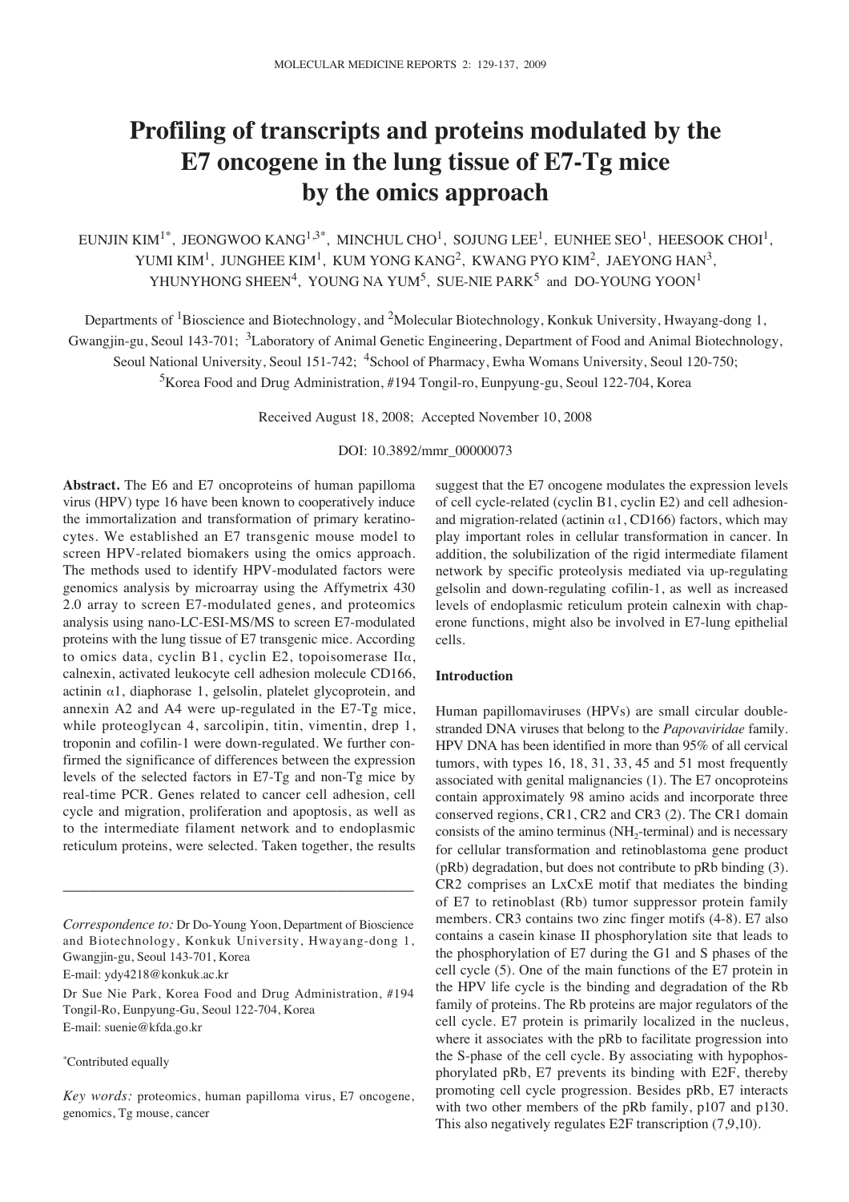# Profiling of transcripts and proteins modulated by the E7 oncogene in the lung tissue of E7-Tg mice by the omics approach

EUNJIN KIM[1*], JEONGWOO KANG[1,3*], MINCHUL CHO[1], SOJUNG LEE[1], EUNHEE SEO[1], HEESOOK CHOI[1], YUMI KIM[1], JUNGHEE KIM[1], KUM YONG KANG[2], KWANG PYO KIM[2], JAEYONG HAN[3], YHUNYHONG SHEEN[4], YOUNG NA YUM[5], SUE-NIE PARK[5] and DO-YOUNG YOON[1]

Departments of [1]Bioscience and Biotechnology, and [2]Molecular Biotechnology, Konkuk University, Hwayang-dong 1, Gwangjin-gu, Seoul 143-701; [3]Laboratory of Animal Genetic Engineering, Department of Food and Animal Biotechnology, Seoul National University, Seoul 151-742; [4]School of Pharmacy, Ewha Womans University, Seoul 120-750; [5]Korea Food and Drug Administration, #194 Tongil-ro, Eunpyung-gu, Seoul 122-704, Korea

Received August 18, 2008; Accepted November 10, 2008

DOI: 10.3892/mmr_00000073

**Abstract.** The E6 and E7 oncoproteins of human papilloma virus (HPV) type 16 have been known to cooperatively induce the immortalization and transformation of primary keratinocytes. We established an E7 transgenic mouse model to screen HPV-related biomakers using the omics approach. The methods used to identify HPV-modulated factors were genomics analysis by microarray using the Affymetrix 430 2.0 array to screen E7-modulated genes, and proteomics analysis using nano-LC-ESI-MS/MS to screen E7-modulated proteins with the lung tissue of E7 transgenic mice. According to omics data, cyclin B1, cyclin E2, topoisomerase IIα, calnexin, activated leukocyte cell adhesion molecule CD166, actinin α1, diaphorase 1, gelsolin, platelet glycoprotein, and annexin A2 and A4 were up-regulated in the E7-Tg mice, while proteoglycan 4, sarcolipin, titin, vimentin, drep 1, troponin and cofilin-1 were down-regulated. We further confirmed the significance of differences between the expression levels of the selected factors in E7-Tg and non-Tg mice by real-time PCR. Genes related to cancer cell adhesion, cell cycle and migration, proliferation and apoptosis, as well as to the intermediate filament network and to endoplasmic reticulum proteins, were selected. Taken together, the results suggest that the E7 oncogene modulates the expression levels of cell cycle-related (cyclin B1, cyclin E2) and cell adhesion- and migration-related (actinin α1, CD166) factors, which may play important roles in cellular transformation in cancer. In addition, the solubilization of the rigid intermediate filament network by specific proteolysis mediated via up-regulating gelsolin and down-regulating cofilin-1, as well as increased levels of endoplasmic reticulum protein calnexin with chaperone functions, might also be involved in E7-lung epithelial cells.

*Correspondence to:* Dr Do-Young Yoon, Department of Bioscience and Biotechnology, Konkuk University, Hwayang-dong 1, Gwangjin-gu, Seoul 143-701, Korea
E-mail: ydy4218@konkuk.ac.kr

Dr Sue Nie Park, Korea Food and Drug Administration, #194 Tongil-Ro, Eunpyung-Gu, Seoul 122-704, Korea
E-mail: suenie@kfda.go.kr

*Contributed equally

*Key words:* proteomics, human papilloma virus, E7 oncogene, genomics, Tg mouse, cancer

## Introduction

Human papillomaviruses (HPVs) are small circular double-stranded DNA viruses that belong to the *Papovaviridae* family. HPV DNA has been identified in more than 95% of all cervical tumors, with types 16, 18, 31, 33, 45 and 51 most frequently associated with genital malignancies (1). The E7 oncoproteins contain approximately 98 amino acids and incorporate three conserved regions, CR1, CR2 and CR3 (2). The CR1 domain consists of the amino terminus ($NH_2$-terminal) and is necessary for cellular transformation and retinoblastoma gene product (pRb) degradation, but does not contribute to pRb binding (3). CR2 comprises an LxCxE motif that mediates the binding of E7 to retinoblast (Rb) tumor suppressor protein family members. CR3 contains two zinc finger motifs (4-8). E7 also contains a casein kinase II phosphorylation site that leads to the phosphorylation of E7 during the G1 and S phases of the cell cycle (5). One of the main functions of the E7 protein in the HPV life cycle is the binding and degradation of the Rb family of proteins. The Rb proteins are major regulators of the cell cycle. E7 protein is primarily localized in the nucleus, where it associates with the pRb to facilitate progression into the S-phase of the cell cycle. By associating with hypophosphorylated pRb, E7 prevents its binding with E2F, thereby promoting cell cycle progression. Besides pRb, E7 interacts with two other members of the pRb family, p107 and p130. This also negatively regulates E2F transcription (7,9,10).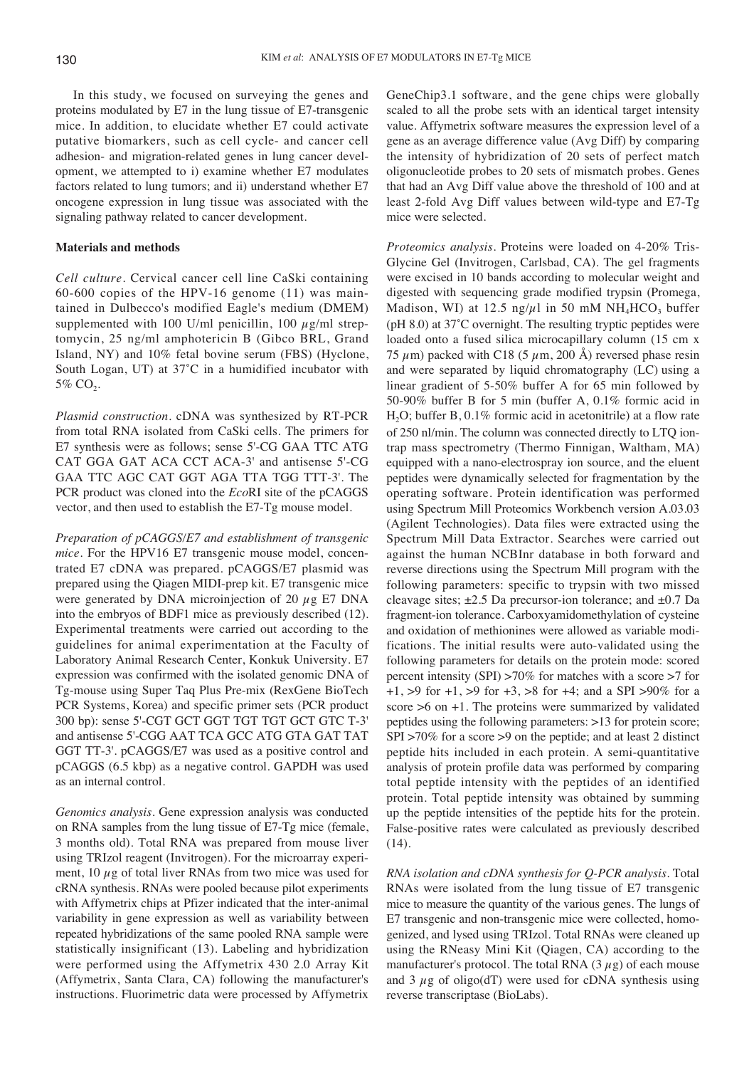In this study, we focused on surveying the genes and proteins modulated by E7 in the lung tissue of E7-transgenic mice. In addition, to elucidate whether E7 could activate putative biomarkers, such as cell cycle- and cancer cell adhesion- and migration-related genes in lung cancer development, we attempted to i) examine whether E7 modulates factors related to lung tumors; and ii) understand whether E7 oncogene expression in lung tissue was associated with the signaling pathway related to cancer development.

## Materials and methods

*Cell culture.* Cervical cancer cell line CaSki containing 60-600 copies of the HPV-16 genome (11) was maintained in Dulbecco's modified Eagle's medium (DMEM) supplemented with 100 U/ml penicillin, 100 $\mu$g/ml streptomycin, 25 ng/ml amphotericin B (Gibco BRL, Grand Island, NY) and 10% fetal bovine serum (FBS) (Hyclone, South Logan, UT) at 37˚C in a humidified incubator with 5% $CO_2$.

*Plasmid construction.* cDNA was synthesized by RT-PCR from total RNA isolated from CaSki cells. The primers for E7 synthesis were as follows; sense 5'-CG GAA TTC ATG CAT GGA GAT ACA CCT ACA-3' and antisense 5'-CG GAA TTC AGC CAT GGT AGA TTA TGG TTT-3'. The PCR product was cloned into the *Eco*RI site of the pCAGGS vector, and then used to establish the E7-Tg mouse model.

*Preparation of pCAGGS/E7 and establishment of transgenic mice.* For the HPV16 E7 transgenic mouse model, concentrated E7 cDNA was prepared. pCAGGS/E7 plasmid was prepared using the Qiagen MIDI-prep kit. E7 transgenic mice were generated by DNA microinjection of 20 $\mu$g E7 DNA into the embryos of BDF1 mice as previously described (12). Experimental treatments were carried out according to the guidelines for animal experimentation at the Faculty of Laboratory Animal Research Center, Konkuk University. E7 expression was confirmed with the isolated genomic DNA of Tg-mouse using Super Taq Plus Pre-mix (RexGene BioTech PCR Systems, Korea) and specific primer sets (PCR product 300 bp): sense 5'-CGT GCT GGT TGT TGT GCT GTC T-3' and antisense 5'-CGG AAT TCA GCC ATG GTA GAT TAT GGT TT-3'. pCAGGS/E7 was used as a positive control and pCAGGS (6.5 kbp) as a negative control. GAPDH was used as an internal control.

*Genomics analysis.* Gene expression analysis was conducted on RNA samples from the lung tissue of E7-Tg mice (female, 3 months old). Total RNA was prepared from mouse liver using TRIzol reagent (Invitrogen). For the microarray experiment, 10 $\mu$g of total liver RNAs from two mice was used for cRNA synthesis. RNAs were pooled because pilot experiments with Affymetrix chips at Pfizer indicated that the inter-animal variability in gene expression as well as variability between repeated hybridizations of the same pooled RNA sample were statistically insignificant (13). Labeling and hybridization were performed using the Affymetrix 430 2.0 Array Kit (Affymetrix, Santa Clara, CA) following the manufacturer's instructions. Fluorimetric data were processed by Affymetrix GeneChip3.1 software, and the gene chips were globally scaled to all the probe sets with an identical target intensity value. Affymetrix software measures the expression level of a gene as an average difference value (Avg Diff) by comparing the intensity of hybridization of 20 sets of perfect match oligonucleotide probes to 20 sets of mismatch probes. Genes that had an Avg Diff value above the threshold of 100 and at least 2-fold Avg Diff values between wild-type and E7-Tg mice were selected.

*Proteomics analysis.* Proteins were loaded on 4-20% Tris-Glycine Gel (Invitrogen, Carlsbad, CA). The gel fragments were excised in 10 bands according to molecular weight and digested with sequencing grade modified trypsin (Promega, Madison, WI) at 12.5 ng/$\mu$l in 50 mM $NH_4HCO_3$ buffer (pH 8.0) at 37˚C overnight. The resulting tryptic peptides were loaded onto a fused silica microcapillary column (15 cm x 75 $\mu$m) packed with C18 (5 $\mu$m, 200 Å) reversed phase resin and were separated by liquid chromatography (LC) using a linear gradient of 5-50% buffer A for 65 min followed by 50-90% buffer B for 5 min (buffer A, 0.1% formic acid in $H_2O$; buffer B, 0.1% formic acid in acetonitrile) at a flow rate of 250 nl/min. The column was connected directly to LTQ ion-trap mass spectrometry (Thermo Finnigan, Waltham, MA) equipped with a nano-electrospray ion source, and the eluent peptides were dynamically selected for fragmentation by the operating software. Protein identification was performed using Spectrum Mill Proteomics Workbench version A.03.03 (Agilent Technologies). Data files were extracted using the Spectrum Mill Data Extractor. Searches were carried out against the human NCBInr database in both forward and reverse directions using the Spectrum Mill program with the following parameters: specific to trypsin with two missed cleavage sites; ±2.5 Da precursor-ion tolerance; and ±0.7 Da fragment-ion tolerance. Carboxyamidomethylation of cysteine and oxidation of methionines were allowed as variable modifications. The initial results were auto-validated using the following parameters for details on the protein mode: scored percent intensity (SPI) >70% for matches with a score >7 for +1, >9 for +1, >9 for +3, >8 for +4; and a SPI >90% for a score >6 on +1. The proteins were summarized by validated peptides using the following parameters: >13 for protein score; SPI >70% for a score >9 on the peptide; and at least 2 distinct peptide hits included in each protein. A semi-quantitative analysis of protein profile data was performed by comparing total peptide intensity with the peptides of an identified protein. Total peptide intensity was obtained by summing up the peptide intensities of the peptide hits for the protein. False-positive rates were calculated as previously described (14).

*RNA isolation and cDNA synthesis for Q-PCR analysis.* Total RNAs were isolated from the lung tissue of E7 transgenic mice to measure the quantity of the various genes. The lungs of E7 transgenic and non-transgenic mice were collected, homogenized, and lysed using TRIzol. Total RNAs were cleaned up using the RNeasy Mini Kit (Qiagen, CA) according to the manufacturer's protocol. The total RNA (3 $\mu$g) of each mouse and 3 $\mu$g of oligo(dT) were used for cDNA synthesis using reverse transcriptase (BioLabs).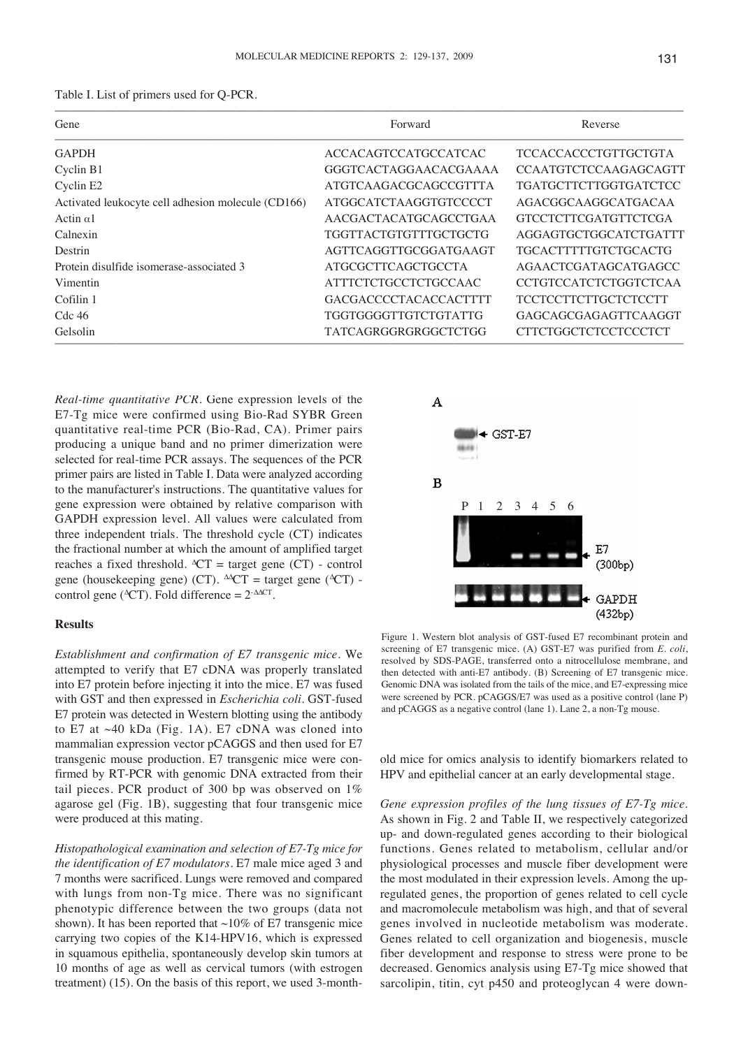Table I. List of primers used for Q-PCR.

| Gene | Forward | Reverse |
|---|---|---|
| GAPDH | ACCACAGTCCATGCCATCAC | TCCACCACCCTGTTGCTGTA |
| Cyclin B1 | GGGTCACTAGGAACACGAAAA | CCAATGTCTCCAAGAGCAGTT |
| Cyclin E2 | ATGTCAAGACGCAGCCGTTTA | TGATGCTTCTTGGTGATCTCC |
| Activated leukocyte cell adhesion molecule (CD166) | ATGGCATCTAAGGTGTCCCCT | AGACGGCAAGGCATGACAA |
| Actin α1 | AACGACTACATGCAGCCTGAA | GTCCTCTTCGATGTTCTCGA |
| Calnexin | TGGTTACTGTGTTTGCTGCTG | AGGAGTGCTGGCATCTGATTT |
| Destrin | AGTTCAGGTTGCGGATGAAGT | TGCACTTTTTGTCTGCACTG |
| Protein disulfide isomerase-associated 3 | ATGCGCTTCAGCTGCCTA | AGAACTCGATAGCATGAGCC |
| Vimentin | ATTTCTCTGCCTCTGCCAAC | CCTGTCCATCTCTGGTCTCAA |
| Cofilin 1 | GACGACCCCTACACCACTTTT | TCCTCCTTCTTGCTCTCCTT |
| Cdc 46 | TGGTGGGGTTGTCTGTATTG | GAGCAGCGAGAGTTCAAGGT |
| Gelsolin | TATCAGRGGRGRGGCTCTGG | CTTCTGGCTCTCCTCCCTCT |

*Real-time quantitative PCR.* Gene expression levels of the E7-Tg mice were confirmed using Bio-Rad SYBR Green quantitative real-time PCR (Bio-Rad, CA). Primer pairs producing a unique band and no primer dimerization were selected for real-time PCR assays. The sequences of the PCR primer pairs are listed in Table I. Data were analyzed according to the manufacturer's instructions. The quantitative values for gene expression were obtained by relative comparison with GAPDH expression level. All values were calculated from three independent trials. The threshold cycle (CT) indicates the fractional number at which the amount of amplified target reaches a fixed threshold. $^{\Delta}$CT = target gene (CT) - control gene (housekeeping gene) (CT). $^{\Delta\Delta}$CT = target gene ($^{\Delta}$CT) - control gene ($^{\Delta}$CT). Fold difference = $2^{-\Delta\Delta CT}$.

## Results

*Establishment and confirmation of E7 transgenic mice.* We attempted to verify that E7 cDNA was properly translated into E7 protein before injecting it into the mice. E7 was fused with GST and then expressed in *Escherichia coli*. GST-fused E7 protein was detected in Western blotting using the antibody to E7 at ~40 kDa (Fig. 1A). E7 cDNA was cloned into mammalian expression vector pCAGGS and then used for E7 transgenic mouse production. E7 transgenic mice were confirmed by RT-PCR with genomic DNA extracted from their tail pieces. PCR product of 300 bp was observed on 1% agarose gel (Fig. 1B), suggesting that four transgenic mice were produced at this mating.

*Histopathological examination and selection of E7-Tg mice for the identification of E7 modulators.* E7 male mice aged 3 and 7 months were sacrificed. Lungs were removed and compared with lungs from non-Tg mice. There was no significant phenotypic difference between the two groups (data not shown). It has been reported that ~10% of E7 transgenic mice carrying two copies of the K14-HPV16, which is expressed in squamous epithelia, spontaneously develop skin tumors at 10 months of age as well as cervical tumors (with estrogen treatment) (15). On the basis of this report, we used 3-month-old mice for omics analysis to identify biomarkers related to HPV and epithelial cancer at an early developmental stage.

Figure 1. Western blot analysis of GST-fused E7 recombinant protein and screening of E7 transgenic mice. (A) GST-E7 was purified from *E. coli*, resolved by SDS-PAGE, transferred onto a nitrocellulose membrane, and then detected with anti-E7 antibody. (B) Screening of E7 transgenic mice. Genomic DNA was isolated from the tails of the mice, and E7-expressing mice were screened by PCR. pCAGGS/E7 was used as a positive control (lane P) and pCAGGS as a negative control (lane 1). Lane 2, a non-Tg mouse.

*Gene expression profiles of the lung tissues of E7-Tg mice.* As shown in Fig. 2 and Table II, we respectively categorized up- and down-regulated genes according to their biological functions. Genes related to metabolism, cellular and/or physiological processes and muscle fiber development were the most modulated in their expression levels. Among the up-regulated genes, the proportion of genes related to cell cycle and macromolecule metabolism was high, and that of several genes involved in nucleotide metabolism was moderate. Genes related to cell organization and biogenesis, muscle fiber development and response to stress were prone to be decreased. Genomics analysis using E7-Tg mice showed that sarcolipin, titin, cyt p450 and proteoglycan 4 were down-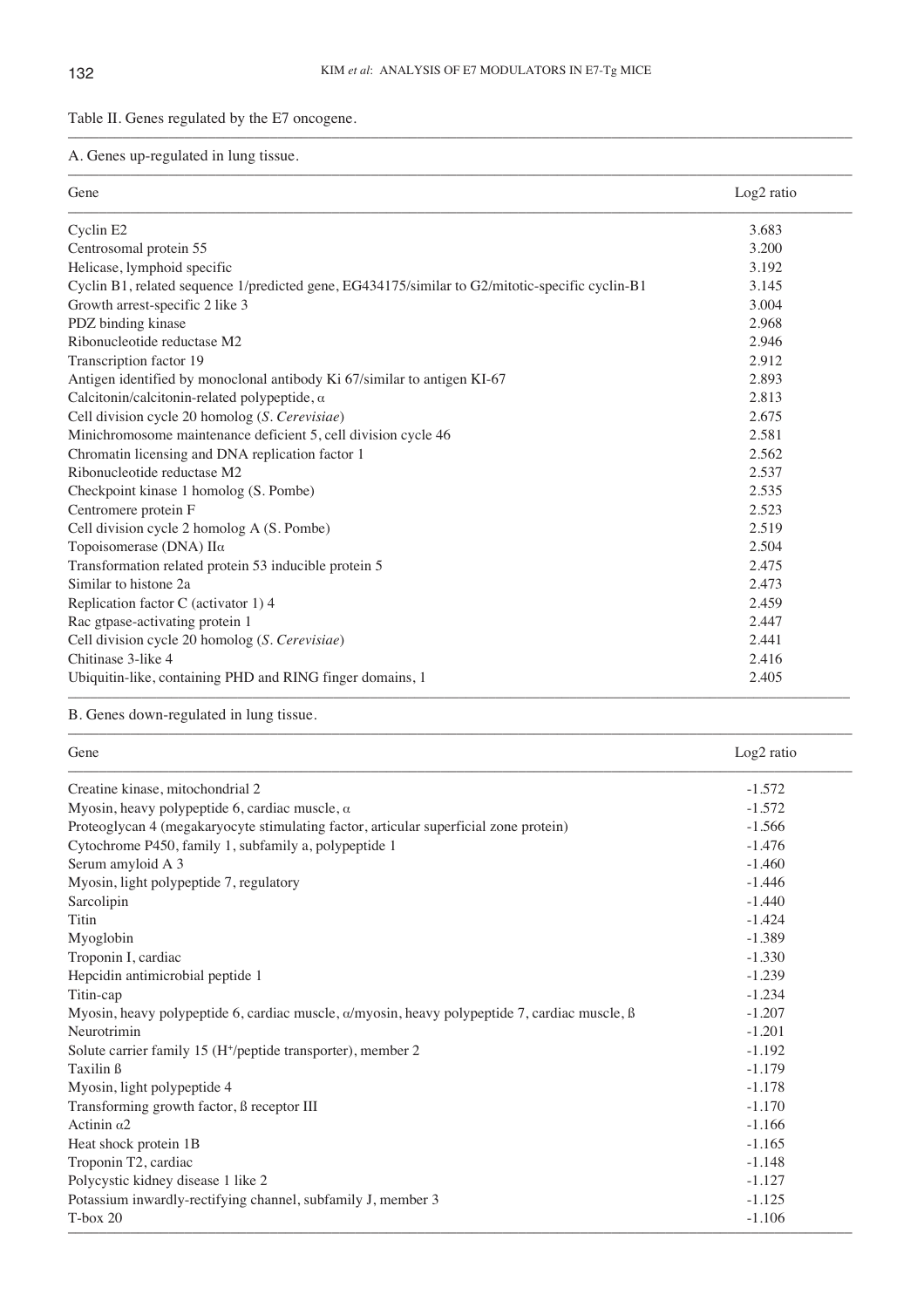Table II. Genes regulated by the E7 oncogene.

A. Genes up-regulated in lung tissue.

| Gene | Log2 ratio |
|---|---|
| Cyclin E2 | 3.683 |
| Centrosomal protein 55 | 3.200 |
| Helicase, lymphoid specific | 3.192 |
| Cyclin B1, related sequence 1/predicted gene, EG434175/similar to G2/mitotic-specific cyclin-B1 | 3.145 |
| Growth arrest-specific 2 like 3 | 3.004 |
| PDZ binding kinase | 2.968 |
| Ribonucleotide reductase M2 | 2.946 |
| Transcription factor 19 | 2.912 |
| Antigen identified by monoclonal antibody Ki 67/similar to antigen KI-67 | 2.893 |
| Calcitonin/calcitonin-related polypeptide, α | 2.813 |
| Cell division cycle 20 homolog (*S. Cerevisiae*) | 2.675 |
| Minichromosome maintenance deficient 5, cell division cycle 46 | 2.581 |
| Chromatin licensing and DNA replication factor 1 | 2.562 |
| Ribonucleotide reductase M2 | 2.537 |
| Checkpoint kinase 1 homolog (S. Pombe) | 2.535 |
| Centromere protein F | 2.523 |
| Cell division cycle 2 homolog A (S. Pombe) | 2.519 |
| Topoisomerase (DNA) IIα | 2.504 |
| Transformation related protein 53 inducible protein 5 | 2.475 |
| Similar to histone 2a | 2.473 |
| Replication factor C (activator 1) 4 | 2.459 |
| Rac gtpase-activating protein 1 | 2.447 |
| Cell division cycle 20 homolog (*S. Cerevisiae*) | 2.441 |
| Chitinase 3-like 4 | 2.416 |
| Ubiquitin-like, containing PHD and RING finger domains, 1 | 2.405 |

B. Genes down-regulated in lung tissue.

| Gene | Log2 ratio |
|---|---|
| Creatine kinase, mitochondrial 2 | -1.572 |
| Myosin, heavy polypeptide 6, cardiac muscle, α | -1.572 |
| Proteoglycan 4 (megakaryocyte stimulating factor, articular superficial zone protein) | -1.566 |
| Cytochrome P450, family 1, subfamily a, polypeptide 1 | -1.476 |
| Serum amyloid A 3 | -1.460 |
| Myosin, light polypeptide 7, regulatory | -1.446 |
| Sarcolipin | -1.440 |
| Titin | -1.424 |
| Myoglobin | -1.389 |
| Troponin I, cardiac | -1.330 |
| Hepcidin antimicrobial peptide 1 | -1.239 |
| Titin-cap | -1.234 |
| Myosin, heavy polypeptide 6, cardiac muscle, α/myosin, heavy polypeptide 7, cardiac muscle, ß | -1.207 |
| Neurotrimin | -1.201 |
| Solute carrier family 15 ($H^+$/peptide transporter), member 2 | -1.192 |
| Taxilin ß | -1.179 |
| Myosin, light polypeptide 4 | -1.178 |
| Transforming growth factor, ß receptor III | -1.170 |
| Actinin α2 | -1.166 |
| Heat shock protein 1B | -1.165 |
| Troponin T2, cardiac | -1.148 |
| Polycystic kidney disease 1 like 2 | -1.127 |
| Potassium inwardly-rectifying channel, subfamily J, member 3 | -1.125 |
| T-box 20 | -1.106 |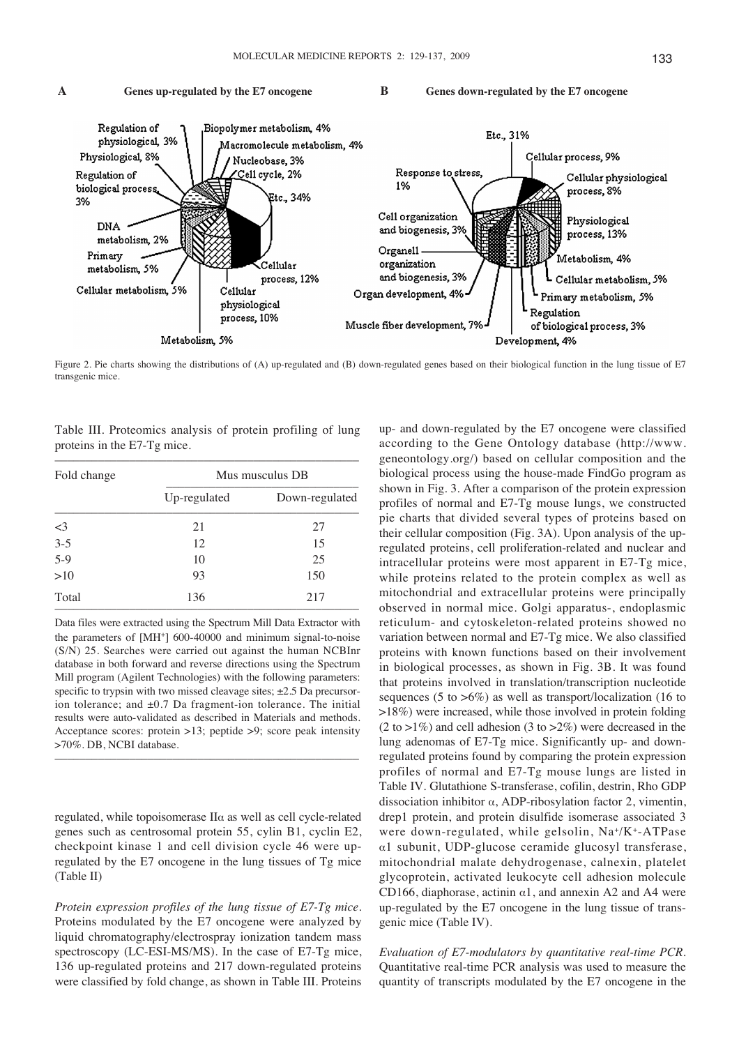Figure 2. Pie charts showing the distributions of (A) up-regulated and (B) down-regulated genes based on their biological function in the lung tissue of E7 transgenic mice.

Table III. Proteomics analysis of protein profiling of lung proteins in the E7-Tg mice.

| Fold change | Mus musculus DB | |
|---|---|---|
| | Up-regulated | Down-regulated |
| <3 | 21 | 27 |
| 3-5 | 12 | 15 |
| 5-9 | 10 | 25 |
| >10 | 93 | 150 |
| Total | 136 | 217 |

Data files were extracted using the Spectrum Mill Data Extractor with the parameters of $[MH^+]$ 600-40000 and minimum signal-to-noise (S/N) 25. Searches were carried out against the human NCBInr database in both forward and reverse directions using the Spectrum Mill program (Agilent Technologies) with the following parameters: specific to trypsin with two missed cleavage sites; ±2.5 Da precursor-ion tolerance; and ±0.7 Da fragment-ion tolerance. The initial results were auto-validated as described in Materials and methods. Acceptance scores: protein >13; peptide >9; score peak intensity >70%. DB, NCBI database.

regulated, while topoisomerase IIα as well as cell cycle-related genes such as centrosomal protein 55, cylin B1, cyclin E2, checkpoint kinase 1 and cell division cycle 46 were up-regulated by the E7 oncogene in the lung tissues of Tg mice (Table II)

*Protein expression profiles of the lung tissue of E7-Tg mice.* Proteins modulated by the E7 oncogene were analyzed by liquid chromatography/electrospray ionization tandem mass spectroscopy (LC-ESI-MS/MS). In the case of E7-Tg mice, 136 up-regulated proteins and 217 down-regulated proteins were classified by fold change, as shown in Table III. Proteins up- and down-regulated by the E7 oncogene were classified according to the Gene Ontology database (http://www.geneontology.org/) based on cellular composition and the biological process using the house-made FindGo program as shown in Fig. 3. After a comparison of the protein expression profiles of normal and E7-Tg mouse lungs, we constructed pie charts that divided several types of proteins based on their cellular composition (Fig. 3A). Upon analysis of the up-regulated proteins, cell proliferation-related and nuclear and intracellular proteins were most apparent in E7-Tg mice, while proteins related to the protein complex as well as mitochondrial and extracellular proteins were principally observed in normal mice. Golgi apparatus-, endoplasmic reticulum- and cytoskeleton-related proteins showed no variation between normal and E7-Tg mice. We also classified proteins with known functions based on their involvement in biological processes, as shown in Fig. 3B. It was found that proteins involved in translation/transcription nucleotide sequences (5 to >6%) as well as transport/localization (16 to >18%) were increased, while those involved in protein folding (2 to >1%) and cell adhesion (3 to >2%) were decreased in the lung adenomas of E7-Tg mice. Significantly up- and down-regulated proteins found by comparing the protein expression profiles of normal and E7-Tg mouse lungs are listed in Table IV. Glutathione S-transferase, cofilin, destrin, Rho GDP dissociation inhibitor α, ADP-ribosylation factor 2, vimentin, drep1 protein, and protein disulfide isomerase associated 3 were down-regulated, while gelsolin, $Na^+/K^+$-ATPase α1 subunit, UDP-glucose ceramide glucosyl transferase, mitochondrial malate dehydrogenase, calnexin, platelet glycoprotein, activated leukocyte cell adhesion molecule CD166, diaphorase, actinin α1, and annexin A2 and A4 were up-regulated by the E7 oncogene in the lung tissue of transgenic mice (Table IV).

*Evaluation of E7-modulators by quantitative real-time PCR.* Quantitative real-time PCR analysis was used to measure the quantity of transcripts modulated by the E7 oncogene in the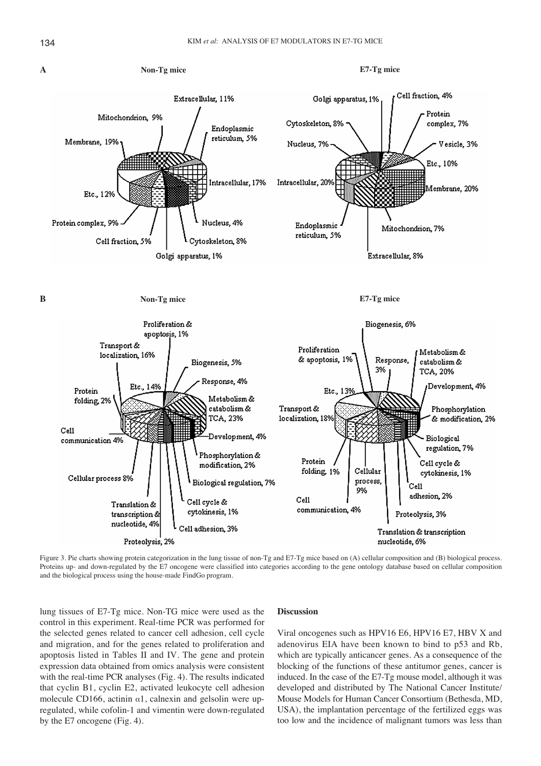Figure 3. Pie charts showing protein categorization in the lung tissue of non-Tg and E7-Tg mice based on (A) cellular composition and (B) biological process. Proteins up- and down-regulated by the E7 oncogene were classified into categories according to the gene ontology database based on cellular composition and the biological process using the house-made FindGo program.

lung tissues of E7-Tg mice. Non-TG mice were used as the control in this experiment. Real-time PCR was performed for the selected genes related to cancer cell adhesion, cell cycle and migration, and for the genes related to proliferation and apoptosis listed in Tables II and IV. The gene and protein expression data obtained from omics analysis were consistent with the real-time PCR analyses (Fig. 4). The results indicated that cyclin B1, cyclin E2, activated leukocyte cell adhesion molecule CD166, actinin $\alpha$1, calnexin and gelsolin were up-regulated, while cofolin-1 and vimentin were down-regulated by the E7 oncogene (Fig. 4).

## Discussion

Viral oncogenes such as HPV16 E6, HPV16 E7, HBV X and adenovirus EIA have been known to bind to p53 and Rb, which are typically anticancer genes. As a consequence of the blocking of the functions of these antitumor genes, cancer is induced. In the case of the E7-Tg mouse model, although it was developed and distributed by The National Cancer Institute/Mouse Models for Human Cancer Consortium (Bethesda, MD, USA), the implantation percentage of the fertilized eggs was too low and the incidence of malignant tumors was less than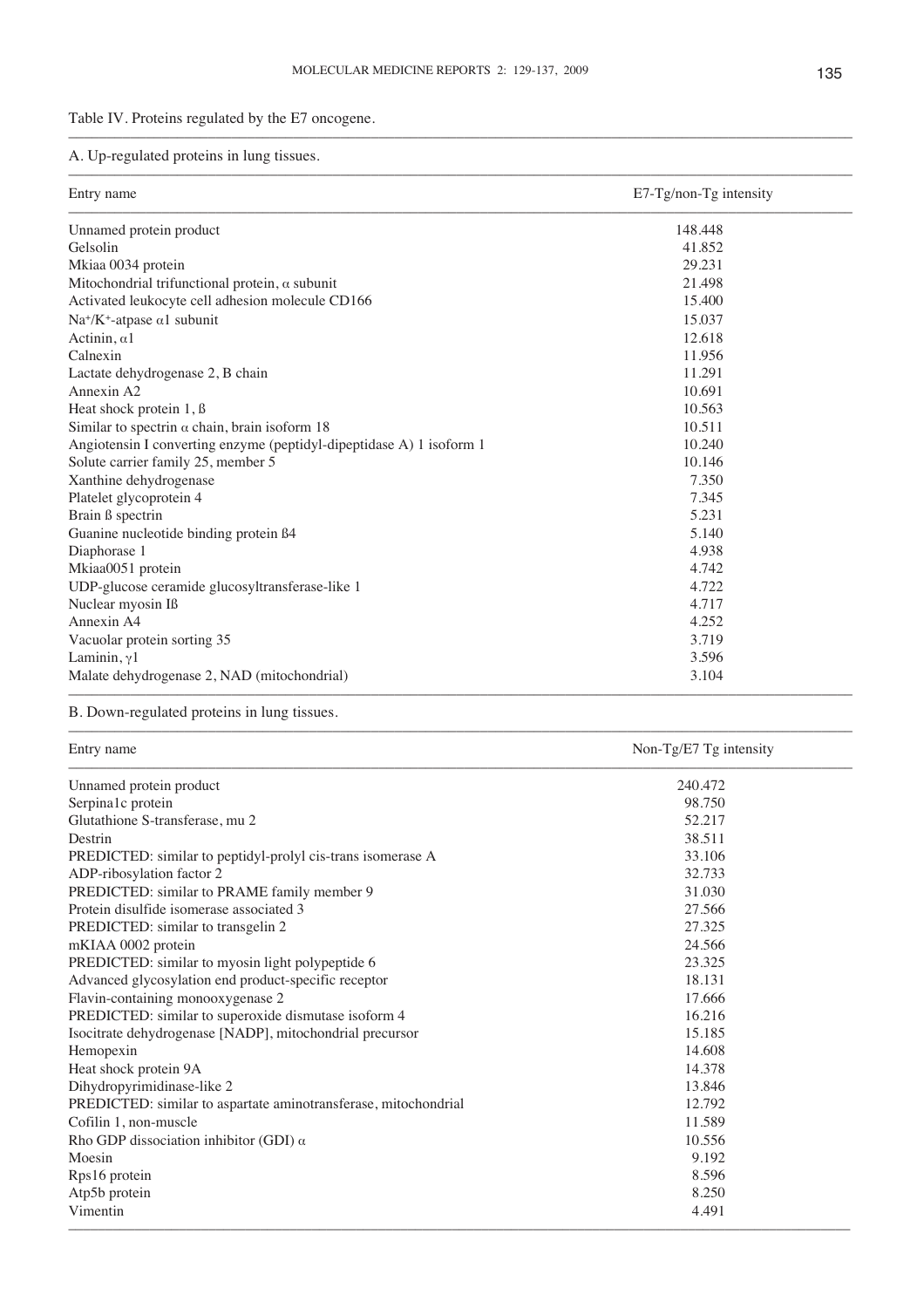Table IV. Proteins regulated by the E7 oncogene.

A. Up-regulated proteins in lung tissues.

| Entry name | E7-Tg/non-Tg intensity |
|---|---|
| Unnamed protein product | 148.448 |
| Gelsolin | 41.852 |
| Mkiaa 0034 protein | 29.231 |
| Mitochondrial trifunctional protein, $\alpha$ subunit | 21.498 |
| Activated leukocyte cell adhesion molecule CD166 | 15.400 |
| $Na^{+}/K^{+}$-atpase $\alpha 1$ subunit | 15.037 |
| Actinin, $\alpha 1$ | 12.618 |
| Calnexin | 11.956 |
| Lactate dehydrogenase 2, B chain | 11.291 |
| Annexin A2 | 10.691 |
| Heat shock protein 1, ß | 10.563 |
| Similar to spectrin $\alpha$ chain, brain isoform 18 | 10.511 |
| Angiotensin I converting enzyme (peptidyl-dipeptidase A) 1 isoform 1 | 10.240 |
| Solute carrier family 25, member 5 | 10.146 |
| Xanthine dehydrogenase | 7.350 |
| Platelet glycoprotein 4 | 7.345 |
| Brain ß spectrin | 5.231 |
| Guanine nucleotide binding protein ß4 | 5.140 |
| Diaphorase 1 | 4.938 |
| Mkiaa0051 protein | 4.742 |
| UDP-glucose ceramide glucosyltransferase-like 1 | 4.722 |
| Nuclear myosin Iß | 4.717 |
| Annexin A4 | 4.252 |
| Vacuolar protein sorting 35 | 3.719 |
| Laminin, $\gamma 1$ | 3.596 |
| Malate dehydrogenase 2, NAD (mitochondrial) | 3.104 |

B. Down-regulated proteins in lung tissues.

| Entry name | Non-Tg/E7 Tg intensity |
|---|---|
| Unnamed protein product | 240.472 |
| Serpina1c protein | 98.750 |
| Glutathione S-transferase, mu 2 | 52.217 |
| Destrin | 38.511 |
| PREDICTED: similar to peptidyl-prolyl cis-trans isomerase A | 33.106 |
| ADP-ribosylation factor 2 | 32.733 |
| PREDICTED: similar to PRAME family member 9 | 31.030 |
| Protein disulfide isomerase associated 3 | 27.566 |
| PREDICTED: similar to transgelin 2 | 27.325 |
| mKIAA 0002 protein | 24.566 |
| PREDICTED: similar to myosin light polypeptide 6 | 23.325 |
| Advanced glycosylation end product-specific receptor | 18.131 |
| Flavin-containing monooxygenase 2 | 17.666 |
| PREDICTED: similar to superoxide dismutase isoform 4 | 16.216 |
| Isocitrate dehydrogenase [NADP], mitochondrial precursor | 15.185 |
| Hemopexin | 14.608 |
| Heat shock protein 9A | 14.378 |
| Dihydropyrimidinase-like 2 | 13.846 |
| PREDICTED: similar to aspartate aminotransferase, mitochondrial | 12.792 |
| Cofilin 1, non-muscle | 11.589 |
| Rho GDP dissociation inhibitor (GDI) $\alpha$ | 10.556 |
| Moesin | 9.192 |
| Rps16 protein | 8.596 |
| Atp5b protein | 8.250 |
| Vimentin | 4.491 |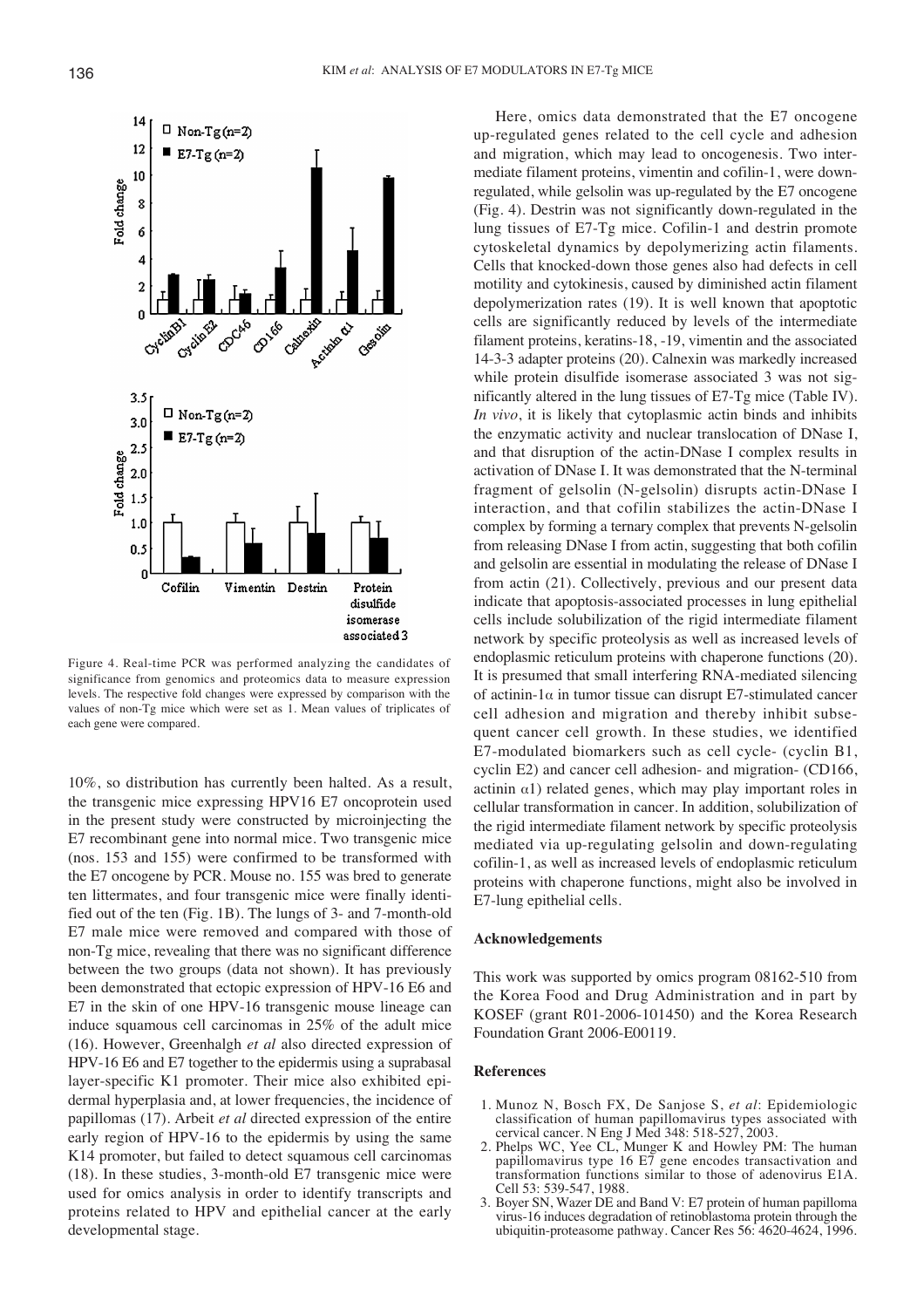Figure 4. Real-time PCR was performed analyzing the candidates of significance from genomics and proteomics data to measure expression levels. The respective fold changes were expressed by comparison with the values of non-Tg mice which were set as 1. Mean values of triplicates of each gene were compared.

10%, so distribution has currently been halted. As a result, the transgenic mice expressing HPV16 E7 oncoprotein used in the present study were constructed by microinjecting the E7 recombinant gene into normal mice. Two transgenic mice (nos. 153 and 155) were confirmed to be transformed with the E7 oncogene by PCR. Mouse no. 155 was bred to generate ten littermates, and four transgenic mice were finally identified out of the ten (Fig. 1B). The lungs of 3- and 7-month-old E7 male mice were removed and compared with those of non-Tg mice, revealing that there was no significant difference between the two groups (data not shown). It has previously been demonstrated that ectopic expression of HPV-16 E6 and E7 in the skin of one HPV-16 transgenic mouse lineage can induce squamous cell carcinomas in 25% of the adult mice (16). However, Greenhalgh *et al* also directed expression of HPV-16 E6 and E7 together to the epidermis using a suprabasal layer-specific K1 promoter. Their mice also exhibited epidermal hyperplasia and, at lower frequencies, the incidence of papillomas (17). Arbeit *et al* directed expression of the entire early region of HPV-16 to the epidermis by using the same K14 promoter, but failed to detect squamous cell carcinomas (18). In these studies, 3-month-old E7 transgenic mice were used for omics analysis in order to identify transcripts and proteins related to HPV and epithelial cancer at the early developmental stage.

Here, omics data demonstrated that the E7 oncogene up-regulated genes related to the cell cycle and adhesion and migration, which may lead to oncogenesis. Two intermediate filament proteins, vimentin and cofilin-1, were down-regulated, while gelsolin was up-regulated by the E7 oncogene (Fig. 4). Destrin was not significantly down-regulated in the lung tissues of E7-Tg mice. Cofilin-1 and destrin promote cytoskeletal dynamics by depolymerizing actin filaments. Cells that knocked-down those genes also had defects in cell motility and cytokinesis, caused by diminished actin filament depolymerization rates (19). It is well known that apoptotic cells are significantly reduced by levels of the intermediate filament proteins, keratins-18, -19, vimentin and the associated 14-3-3 adapter proteins (20). Calnexin was markedly increased while protein disulfide isomerase associated 3 was not significantly altered in the lung tissues of E7-Tg mice (Table IV). *In vivo*, it is likely that cytoplasmic actin binds and inhibits the enzymatic activity and nuclear translocation of DNase I, and that disruption of the actin-DNase I complex results in activation of DNase I. It was demonstrated that the N-terminal fragment of gelsolin (N-gelsolin) disrupts actin-DNase I interaction, and that cofilin stabilizes the actin-DNase I complex by forming a ternary complex that prevents N-gelsolin from releasing DNase I from actin, suggesting that both cofilin and gelsolin are essential in modulating the release of DNase I from actin (21). Collectively, previous and our present data indicate that apoptosis-associated processes in lung epithelial cells include solubilization of the rigid intermediate filament network by specific proteolysis as well as increased levels of endoplasmic reticulum proteins with chaperone functions (20). It is presumed that small interfering RNA-mediated silencing of actinin-1$\alpha$ in tumor tissue can disrupt E7-stimulated cancer cell adhesion and migration and thereby inhibit subsequent cancer cell growth. In these studies, we identified E7-modulated biomarkers such as cell cycle- (cyclin B1, cyclin E2) and cancer cell adhesion- and migration- (CD166, actinin $\alpha$1) related genes, which may play important roles in cellular transformation in cancer. In addition, solubilization of the rigid intermediate filament network by specific proteolysis mediated via up-regulating gelsolin and down-regulating cofilin-1, as well as increased levels of endoplasmic reticulum proteins with chaperone functions, might also be involved in E7-lung epithelial cells.

## Acknowledgements

This work was supported by omics program 08162-510 from the Korea Food and Drug Administration and in part by KOSEF (grant R01-2006-101450) and the Korea Research Foundation Grant 2006-E00119.

## References

1. Munoz N, Bosch FX, De Sanjose S, *et al*: Epidemiologic classification of human papillomavirus types associated with cervical cancer. N Eng J Med 348: 518-527, 2003.
2. Phelps WC, Yee CL, Munger K and Howley PM: The human papillomavirus type 16 E7 gene encodes transactivation and transformation functions similar to those of adenovirus E1A. Cell 53: 539-547, 1988.
3. Boyer SN, Wazer DE and Band V: E7 protein of human papilloma virus-16 induces degradation of retinoblastoma protein through the ubiquitin-proteasome pathway. Cancer Res 56: 4620-4624, 1996.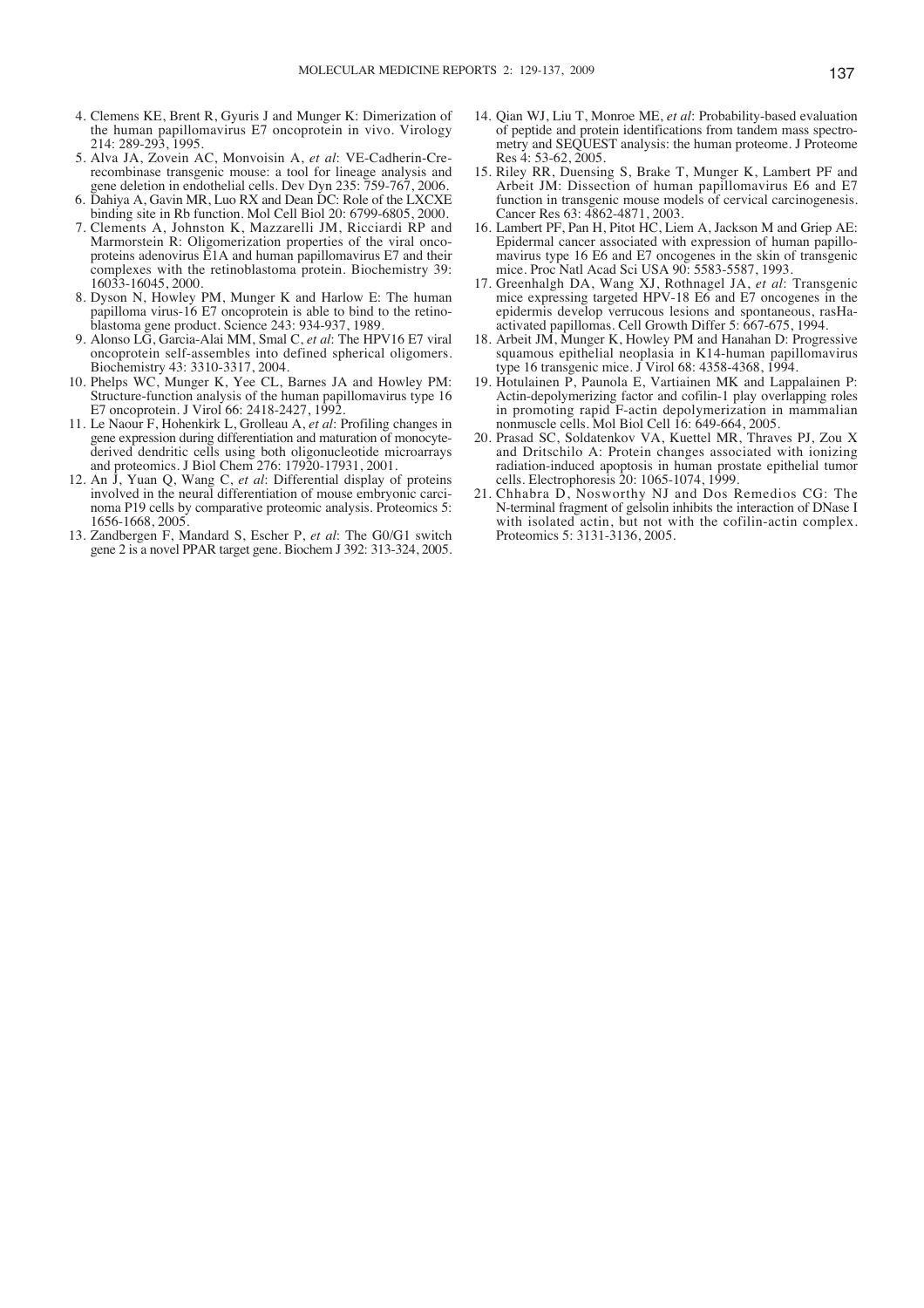4. Clemens KE, Brent R, Gyuris J and Munger K: Dimerization of the human papillomavirus E7 oncoprotein in vivo. Virology 214: 289-293, 1995.
5. Alva JA, Zovein AC, Monvoisin A, *et al*: VE-Cadherin-Cre-recombinase transgenic mouse: a tool for lineage analysis and gene deletion in endothelial cells. Dev Dyn 235: 759-767, 2006.
6. Dahiya A, Gavin MR, Luo RX and Dean DC: Role of the LXCXE binding site in Rb function. Mol Cell Biol 20: 6799-6805, 2000.
7. Clements A, Johnston K, Mazzarelli JM, Ricciardi RP and Marmorstein R: Oligomerization properties of the viral oncoproteins adenovirus E1A and human papillomavirus E7 and their complexes with the retinoblastoma protein. Biochemistry 39: 16033-16045, 2000.
8. Dyson N, Howley PM, Munger K and Harlow E: The human papilloma virus-16 E7 oncoprotein is able to bind to the retinoblastoma gene product. Science 243: 934-937, 1989.
9. Alonso LG, Garcia-Alai MM, Smal C, *et al*: The HPV16 E7 viral oncoprotein self-assembles into defined spherical oligomers. Biochemistry 43: 3310-3317, 2004.
10. Phelps WC, Munger K, Yee CL, Barnes JA and Howley PM: Structure-function analysis of the human papillomavirus type 16 E7 oncoprotein. J Virol 66: 2418-2427, 1992.
11. Le Naour F, Hohenkirk L, Grolleau A, *et al*: Profiling changes in gene expression during differentiation and maturation of monocyte-derived dendritic cells using both oligonucleotide microarrays and proteomics. J Biol Chem 276: 17920-17931, 2001.
12. An J, Yuan Q, Wang C, *et al*: Differential display of proteins involved in the neural differentiation of mouse embryonic carcinoma P19 cells by comparative proteomic analysis. Proteomics 5: 1656-1668, 2005.
13. Zandbergen F, Mandard S, Escher P, *et al*: The G0/G1 switch gene 2 is a novel PPAR target gene. Biochem J 392: 313-324, 2005.
14. Qian WJ, Liu T, Monroe ME, *et al*: Probability-based evaluation of peptide and protein identifications from tandem mass spectrometry and SEQUEST analysis: the human proteome. J Proteome Res 4: 53-62, 2005.
15. Riley RR, Duensing S, Brake T, Munger K, Lambert PF and Arbeit JM: Dissection of human papillomavirus E6 and E7 function in transgenic mouse models of cervical carcinogenesis. Cancer Res 63: 4862-4871, 2003.
16. Lambert PF, Pan H, Pitot HC, Liem A, Jackson M and Griep AE: Epidermal cancer associated with expression of human papillomavirus type 16 E6 and E7 oncogenes in the skin of transgenic mice. Proc Natl Acad Sci USA 90: 5583-5587, 1993.
17. Greenhalgh DA, Wang XJ, Rothnagel JA, *et al*: Transgenic mice expressing targeted HPV-18 E6 and E7 oncogenes in the epidermis develop verrucous lesions and spontaneous, rasHa-activated papillomas. Cell Growth Differ 5: 667-675, 1994.
18. Arbeit JM, Munger K, Howley PM and Hanahan D: Progressive squamous epithelial neoplasia in K14-human papillomavirus type 16 transgenic mice. J Virol 68: 4358-4368, 1994.
19. Hotulainen P, Paunola E, Vartiainen MK and Lappalainen P: Actin-depolymerizing factor and cofilin-1 play overlapping roles in promoting rapid F-actin depolymerization in mammalian nonmuscle cells. Mol Biol Cell 16: 649-664, 2005.
20. Prasad SC, Soldatenkov VA, Kuettel MR, Thraves PJ, Zou X and Dritschilo A: Protein changes associated with ionizing radiation-induced apoptosis in human prostate epithelial tumor cells. Electrophoresis 20: 1065-1074, 1999.
21. Chhabra D, Nosworthy NJ and Dos Remedios CG: The N-terminal fragment of gelsolin inhibits the interaction of DNase I with isolated actin, but not with the cofilin-actin complex. Proteomics 5: 3131-3136, 2005.